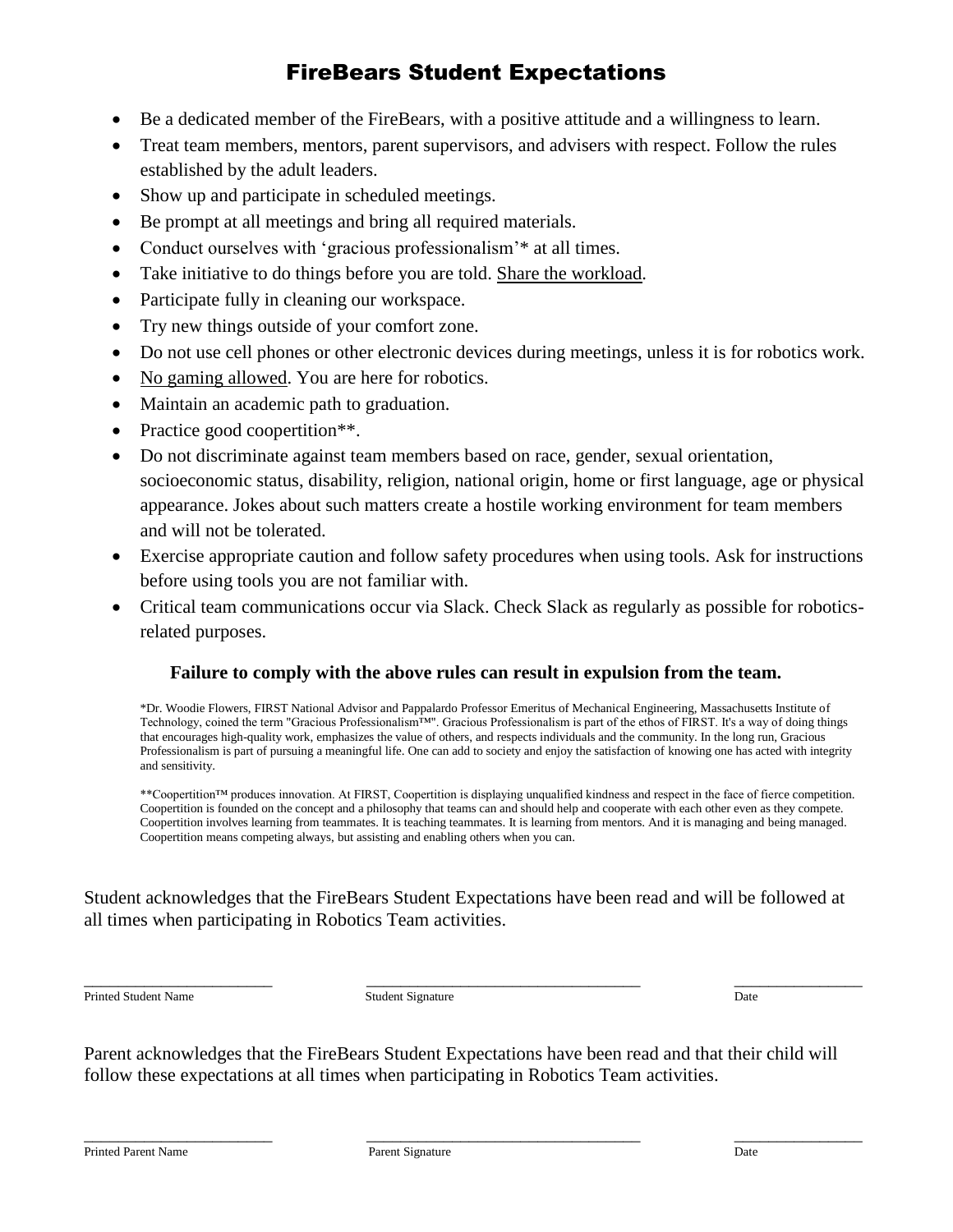# FireBears Student Expectations

- Be a dedicated member of the FireBears, with a positive attitude and a willingness to learn.
- Treat team members, mentors, parent supervisors, and advisers with respect. Follow the rules established by the adult leaders.
- Show up and participate in scheduled meetings.
- Be prompt at all meetings and bring all required materials.
- Conduct ourselves with 'gracious professionalism'* at all times.
- Take initiative to do things before you are told. Share the workload.
- Participate fully in cleaning our workspace.
- Try new things outside of your comfort zone.
- Do not use cell phones or other electronic devices during meetings, unless it is for robotics work.
- No gaming allowed. You are here for robotics.
- Maintain an academic path to graduation.
- Practice good coopertition**.
- Do not discriminate against team members based on race, gender, sexual orientation, socioeconomic status, disability, religion, national origin, home or first language, age or physical appearance. Jokes about such matters create a hostile working environment for team members and will not be tolerated.
- Exercise appropriate caution and follow safety procedures when using tools. Ask for instructions before using tools you are not familiar with.
- Critical team communications occur via Slack. Check Slack as regularly as possible for robotics-related purposes.

**Failure to comply with the above rules can result in expulsion from the team.**

*Dr. Woodie Flowers, FIRST National Advisor and Pappalardo Professor Emeritus of Mechanical Engineering, Massachusetts Institute of Technology, coined the term "Gracious Professionalism™". Gracious Professionalism is part of the ethos of FIRST. It's a way of doing things that encourages high-quality work, emphasizes the value of others, and respects individuals and the community. In the long run, Gracious Professionalism is part of pursuing a meaningful life. One can add to society and enjoy the satisfaction of knowing one has acted with integrity and sensitivity.

**Coopertition™ produces innovation. At FIRST, Coopertition is displaying unqualified kindness and respect in the face of fierce competition. Coopertition is founded on the concept and a philosophy that teams can and should help and cooperate with each other even as they compete. Coopertition involves learning from teammates. It is teaching teammates. It is learning from mentors. And it is managing and being managed. Coopertition means competing always, but assisting and enabling others when you can.

Student acknowledges that the FireBears Student Expectations have been read and will be followed at all times when participating in Robotics Team activities.

| _________________________ | _____________________________________ | _________________ |
|---|---|---|
| Printed Student Name | Student Signature | Date |

Parent acknowledges that the FireBears Student Expectations have been read and that their child will follow these expectations at all times when participating in Robotics Team activities.

| _________________________ | _____________________________________ | _________________ |
|---|---|---|
| Printed Parent Name | Parent Signature | Date |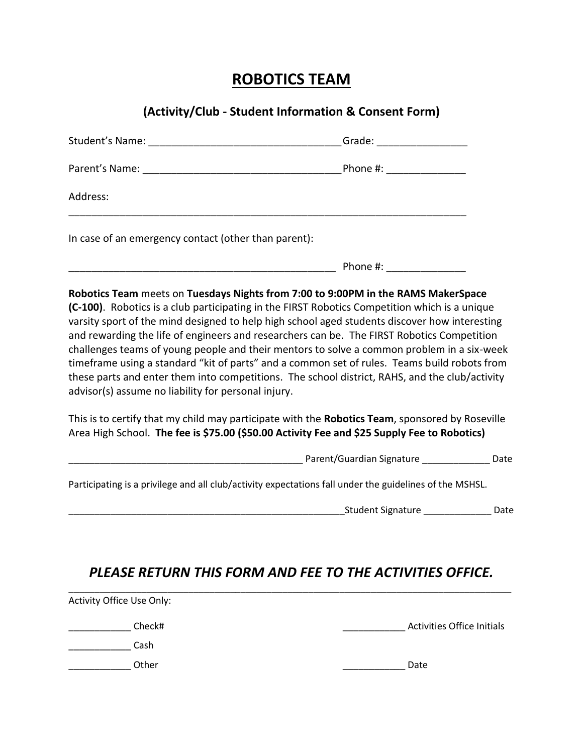# ROBOTICS TEAM

## (Activity/Club - Student Information & Consent Form)

Student's Name: _________________________________ Grade: _______________

Parent's Name: __________________________________ Phone #: _____________

Address:

_________________________________________________________________________

In case of an emergency contact (other than parent):

________________________________________________ Phone #: _____________

**Robotics Team** meets on **Tuesdays Nights from 7:00 to 9:00PM in the RAMS MakerSpace (C-100)**. Robotics is a club participating in the FIRST Robotics Competition which is a unique varsity sport of the mind designed to help high school aged students discover how interesting and rewarding the life of engineers and researchers can be. The FIRST Robotics Competition challenges teams of young people and their mentors to solve a common problem in a six-week timeframe using a standard "kit of parts" and a common set of rules. Teams build robots from these parts and enter them into competitions. The school district, RAHS, and the club/activity advisor(s) assume no liability for personal injury.

This is to certify that my child may participate with the **Robotics Team**, sponsored by Roseville Area High School. **The fee is $75.00 ($50.00 Activity Fee and $25 Supply Fee to Robotics)**

____________________________________________ Parent/Guardian Signature _____________ Date

Participating is a privilege and all club/activity expectations fall under the guidelines of the MSHSL.

____________________________________________________Student Signature _____________ Date

## *PLEASE RETURN THIS FORM AND FEE TO THE ACTIVITIES OFFICE.*

Activity Office Use Only:

____________ Check# ____________ Activities Office Initials

____________ Cash

____________ Other ____________ Date